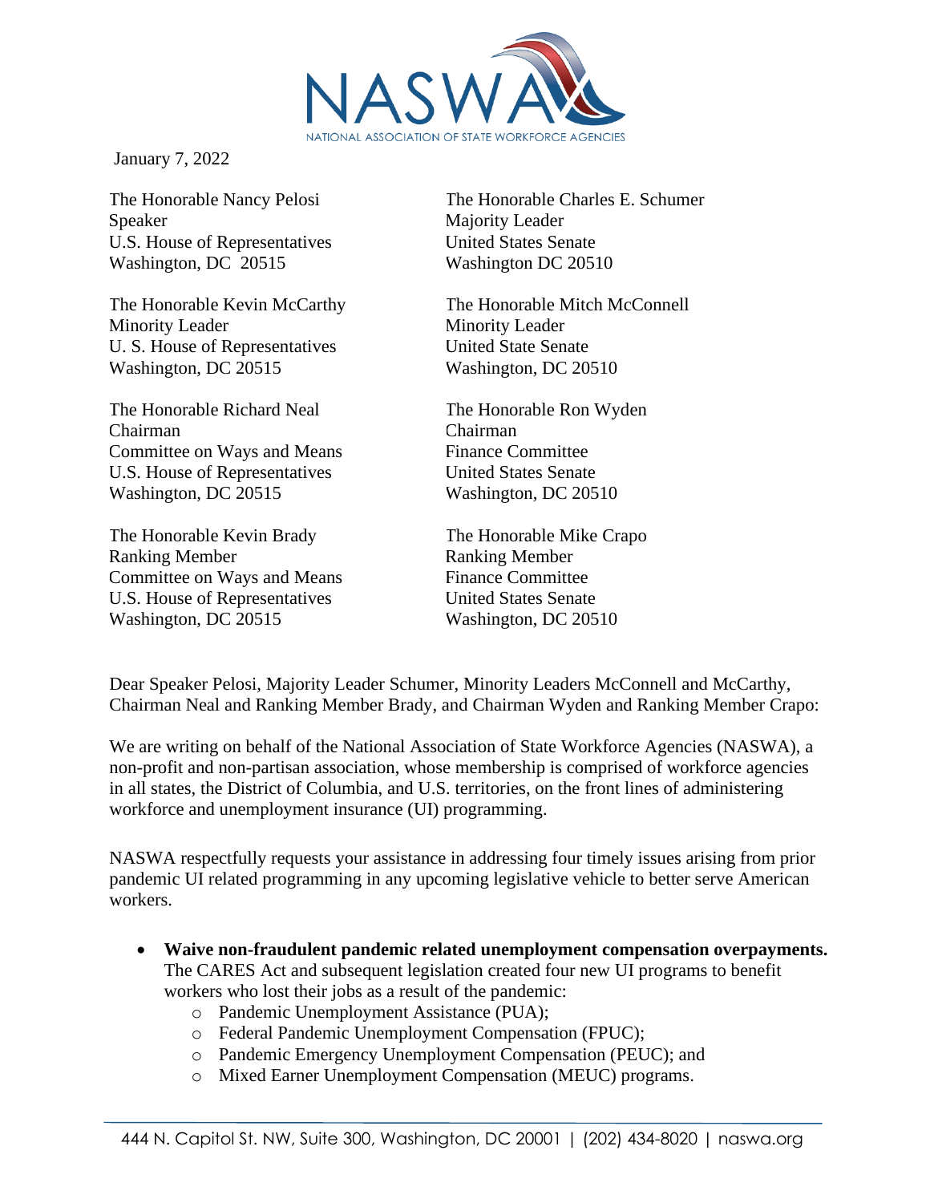NASWA

NATIONAL ASSOCIATION OF STATE WORKFORCE AGENCIES

January 7, 2022

The Honorable Nancy Pelosi
Speaker
U.S. House of Representatives
Washington, DC 20515

The Honorable Kevin McCarthy
Minority Leader
U. S. House of Representatives
Washington, DC 20515

The Honorable Richard Neal
Chairman
Committee on Ways and Means
U.S. House of Representatives
Washington, DC 20515

The Honorable Kevin Brady
Ranking Member
Committee on Ways and Means
U.S. House of Representatives
Washington, DC 20515

The Honorable Charles E. Schumer
Majority Leader
United States Senate
Washington DC 20510

The Honorable Mitch McConnell
Minority Leader
United State Senate
Washington, DC 20510

The Honorable Ron Wyden
Chairman
Finance Committee
United States Senate
Washington, DC 20510

The Honorable Mike Crapo
Ranking Member
Finance Committee
United States Senate
Washington, DC 20510

Dear Speaker Pelosi, Majority Leader Schumer, Minority Leaders McConnell and McCarthy, Chairman Neal and Ranking Member Brady, and Chairman Wyden and Ranking Member Crapo:

We are writing on behalf of the National Association of State Workforce Agencies (NASWA), a non-profit and non-partisan association, whose membership is comprised of workforce agencies in all states, the District of Columbia, and U.S. territories, on the front lines of administering workforce and unemployment insurance (UI) programming.

NASWA respectfully requests your assistance in addressing four timely issues arising from prior pandemic UI related programming in any upcoming legislative vehicle to better serve American workers.

- **Waive non-fraudulent pandemic related unemployment compensation overpayments.** The CARES Act and subsequent legislation created four new UI programs to benefit workers who lost their jobs as a result of the pandemic:
  - Pandemic Unemployment Assistance (PUA);
  - Federal Pandemic Unemployment Compensation (FPUC);
  - Pandemic Emergency Unemployment Compensation (PEUC); and
  - Mixed Earner Unemployment Compensation (MEUC) programs.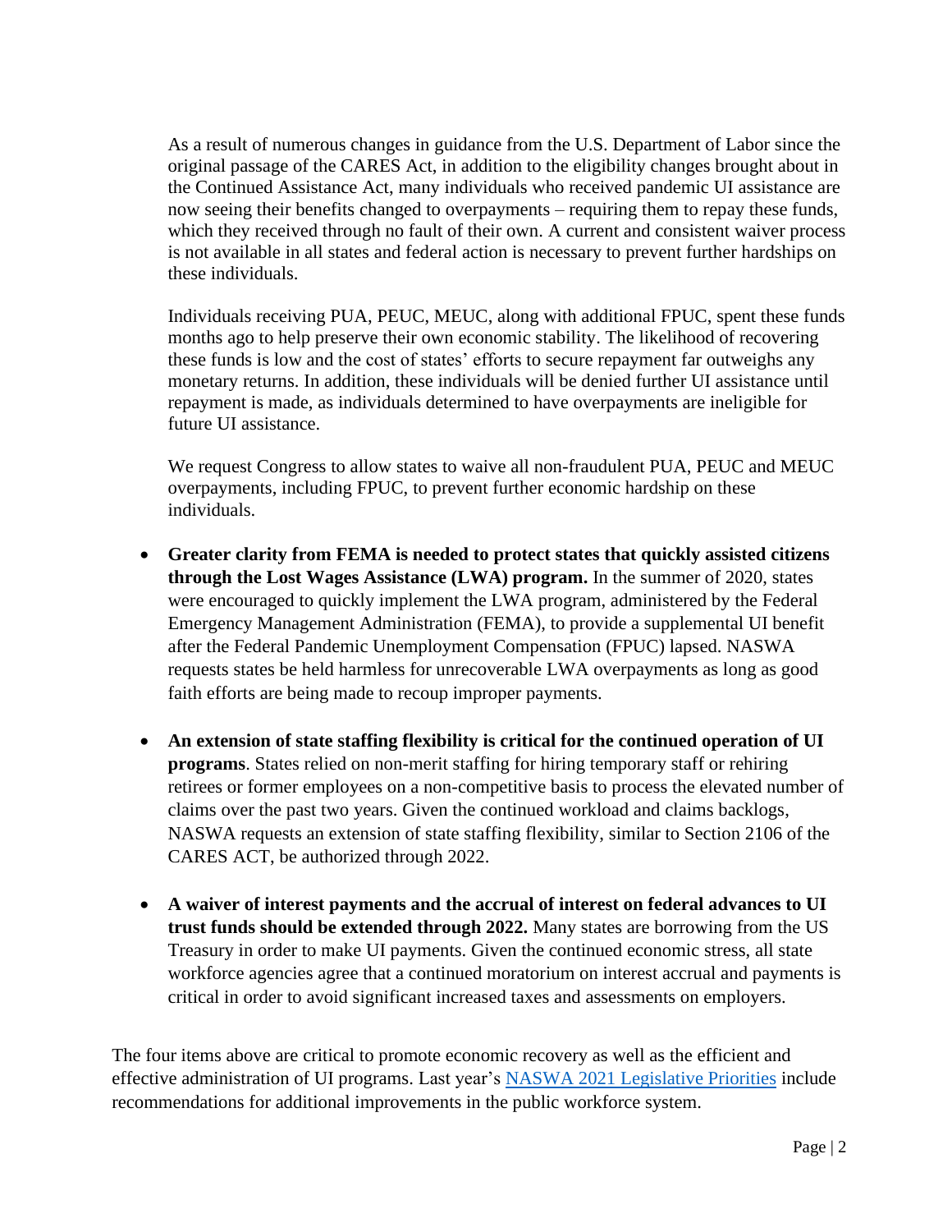As a result of numerous changes in guidance from the U.S. Department of Labor since the original passage of the CARES Act, in addition to the eligibility changes brought about in the Continued Assistance Act, many individuals who received pandemic UI assistance are now seeing their benefits changed to overpayments – requiring them to repay these funds, which they received through no fault of their own. A current and consistent waiver process is not available in all states and federal action is necessary to prevent further hardships on these individuals.

Individuals receiving PUA, PEUC, MEUC, along with additional FPUC, spent these funds months ago to help preserve their own economic stability. The likelihood of recovering these funds is low and the cost of states' efforts to secure repayment far outweighs any monetary returns. In addition, these individuals will be denied further UI assistance until repayment is made, as individuals determined to have overpayments are ineligible for future UI assistance.

We request Congress to allow states to waive all non-fraudulent PUA, PEUC and MEUC overpayments, including FPUC, to prevent further economic hardship on these individuals.

- **Greater clarity from FEMA is needed to protect states that quickly assisted citizens through the Lost Wages Assistance (LWA) program.** In the summer of 2020, states were encouraged to quickly implement the LWA program, administered by the Federal Emergency Management Administration (FEMA), to provide a supplemental UI benefit after the Federal Pandemic Unemployment Compensation (FPUC) lapsed. NASWA requests states be held harmless for unrecoverable LWA overpayments as long as good faith efforts are being made to recoup improper payments.

- **An extension of state staffing flexibility is critical for the continued operation of UI programs**. States relied on non-merit staffing for hiring temporary staff or rehiring retirees or former employees on a non-competitive basis to process the elevated number of claims over the past two years. Given the continued workload and claims backlogs, NASWA requests an extension of state staffing flexibility, similar to Section 2106 of the CARES ACT, be authorized through 2022.

- **A waiver of interest payments and the accrual of interest on federal advances to UI trust funds should be extended through 2022.** Many states are borrowing from the US Treasury in order to make UI payments. Given the continued economic stress, all state workforce agencies agree that a continued moratorium on interest accrual and payments is critical in order to avoid significant increased taxes and assessments on employers.

The four items above are critical to promote economic recovery as well as the efficient and effective administration of UI programs. Last year's NASWA 2021 Legislative Priorities include recommendations for additional improvements in the public workforce system.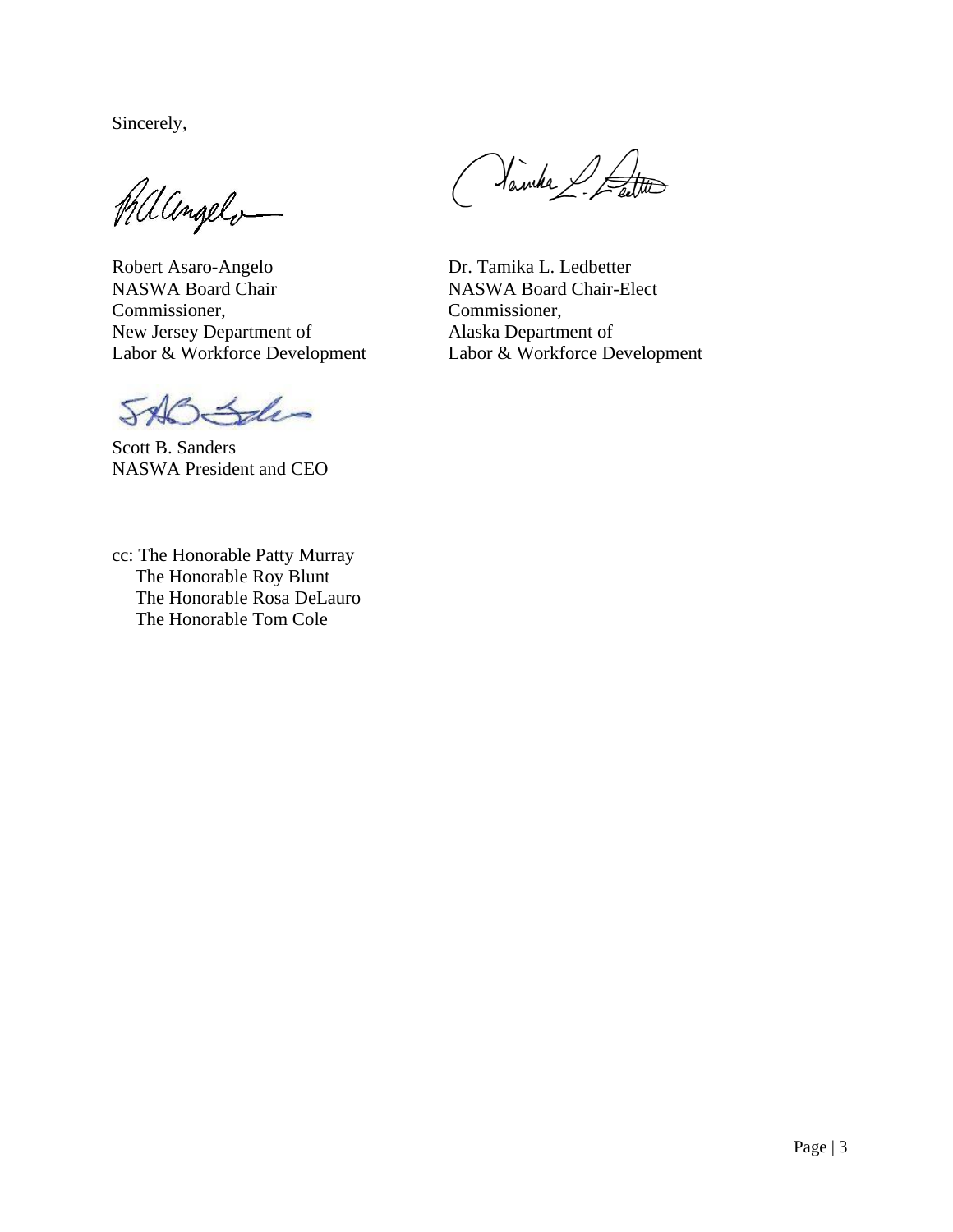Sincerely,

Robert Asaro-Angelo
NASWA Board Chair
Commissioner,
New Jersey Department of
Labor & Workforce Development

Dr. Tamika L. Ledbetter
NASWA Board Chair-Elect
Commissioner,
Alaska Department of
Labor & Workforce Development

Scott B. Sanders
NASWA President and CEO

cc: The Honorable Patty Murray
The Honorable Roy Blunt
The Honorable Rosa DeLauro
The Honorable Tom Cole